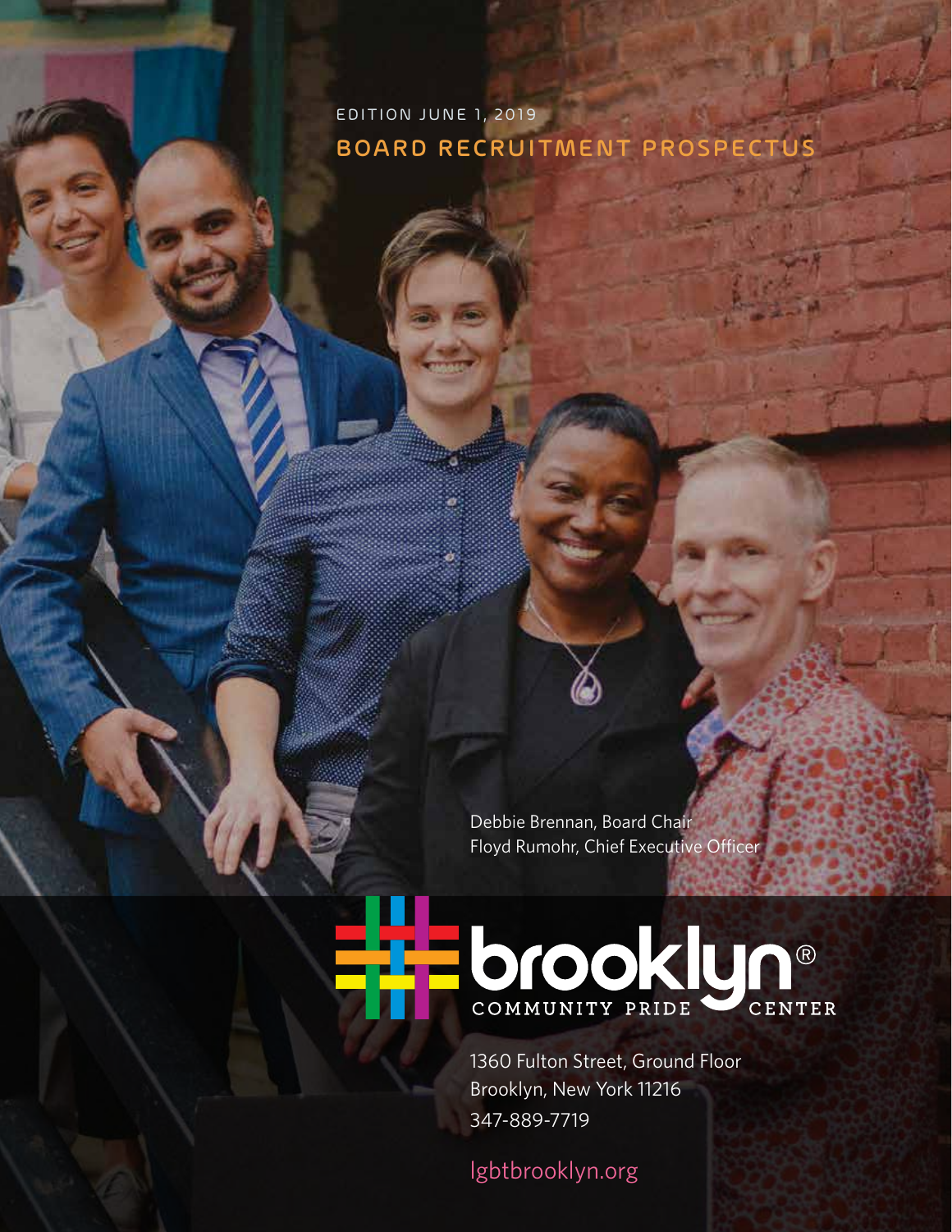EDITION JUNE 1, 2019

# BOARD RECRUITMENT PROSPECTUS

Debbie Brennan, Board Chair
Floyd Rumohr, Chief Executive Officer

brooklyn®
COMMUNITY PRIDE CENTER

1360 Fulton Street, Ground Floor
Brooklyn, New York 11216
347-889-7719

lgbtbrooklyn.org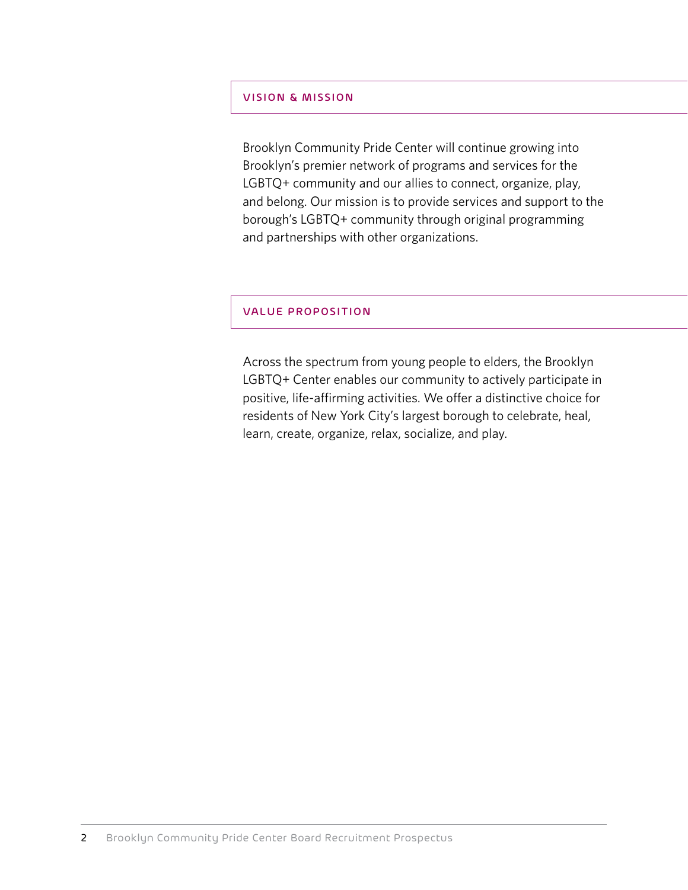## VISION & MISSION

Brooklyn Community Pride Center will continue growing into Brooklyn's premier network of programs and services for the LGBTQ+ community and our allies to connect, organize, play, and belong. Our mission is to provide services and support to the borough's LGBTQ+ community through original programming and partnerships with other organizations.

## VALUE PROPOSITION

Across the spectrum from young people to elders, the Brooklyn LGBTQ+ Center enables our community to actively participate in positive, life-affirming activities. We offer a distinctive choice for residents of New York City's largest borough to celebrate, heal, learn, create, organize, relax, socialize, and play.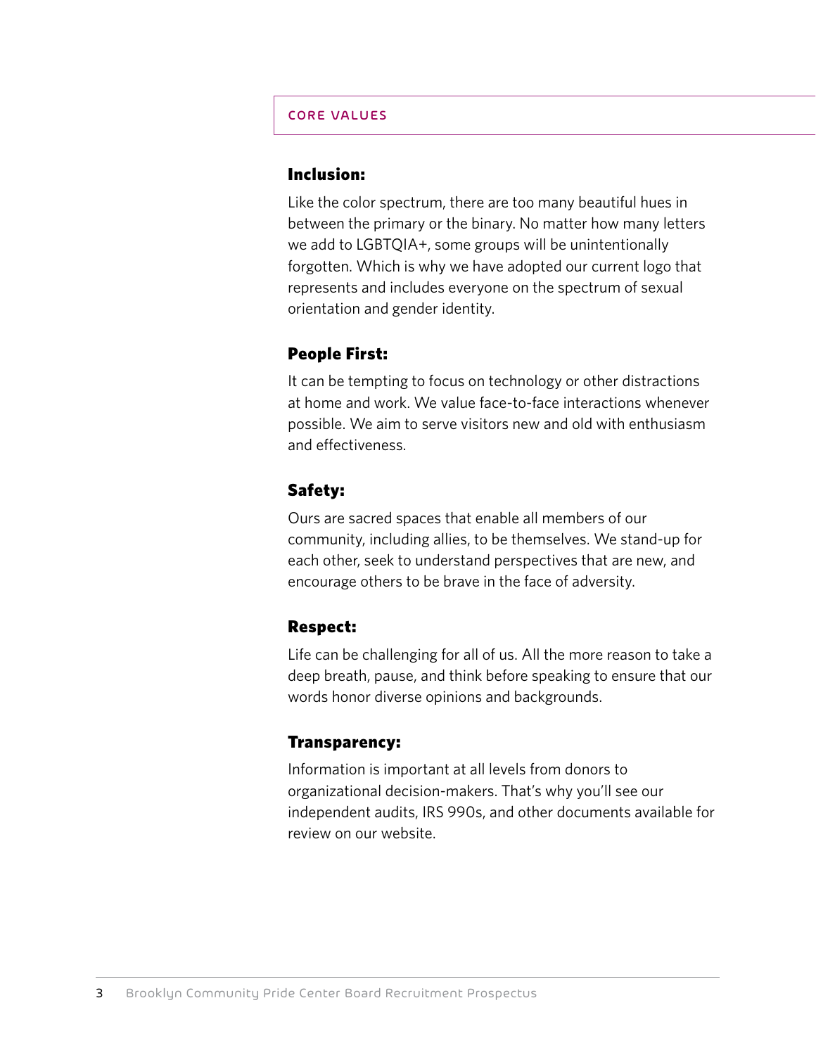## CORE VALUES

### Inclusion:

Like the color spectrum, there are too many beautiful hues in between the primary or the binary. No matter how many letters we add to LGBTQIA+, some groups will be unintentionally forgotten. Which is why we have adopted our current logo that represents and includes everyone on the spectrum of sexual orientation and gender identity.

### People First:

It can be tempting to focus on technology or other distractions at home and work. We value face-to-face interactions whenever possible. We aim to serve visitors new and old with enthusiasm and effectiveness.

### Safety:

Ours are sacred spaces that enable all members of our community, including allies, to be themselves. We stand-up for each other, seek to understand perspectives that are new, and encourage others to be brave in the face of adversity.

### Respect:

Life can be challenging for all of us. All the more reason to take a deep breath, pause, and think before speaking to ensure that our words honor diverse opinions and backgrounds.

### Transparency:

Information is important at all levels from donors to organizational decision-makers. That's why you'll see our independent audits, IRS 990s, and other documents available for review on our website.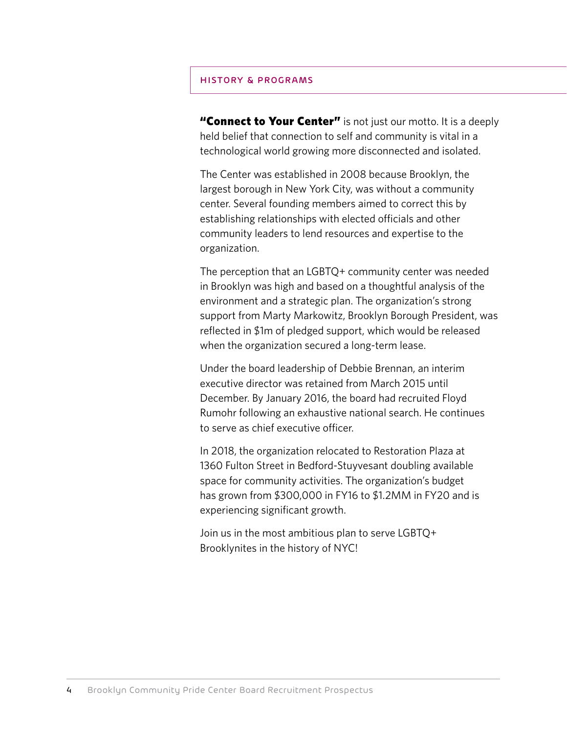## HISTORY & PROGRAMS

**"Connect to Your Center"** is not just our motto. It is a deeply held belief that connection to self and community is vital in a technological world growing more disconnected and isolated.

The Center was established in 2008 because Brooklyn, the largest borough in New York City, was without a community center. Several founding members aimed to correct this by establishing relationships with elected officials and other community leaders to lend resources and expertise to the organization.

The perception that an LGBTQ+ community center was needed in Brooklyn was high and based on a thoughtful analysis of the environment and a strategic plan. The organization's strong support from Marty Markowitz, Brooklyn Borough President, was reflected in $1m of pledged support, which would be released when the organization secured a long-term lease.

Under the board leadership of Debbie Brennan, an interim executive director was retained from March 2015 until December. By January 2016, the board had recruited Floyd Rumohr following an exhaustive national search. He continues to serve as chief executive officer.

In 2018, the organization relocated to Restoration Plaza at 1360 Fulton Street in Bedford-Stuyvesant doubling available space for community activities. The organization's budget has grown from $300,000 in FY16 to $1.2MM in FY20 and is experiencing significant growth.

Join us in the most ambitious plan to serve LGBTQ+ Brooklynites in the history of NYC!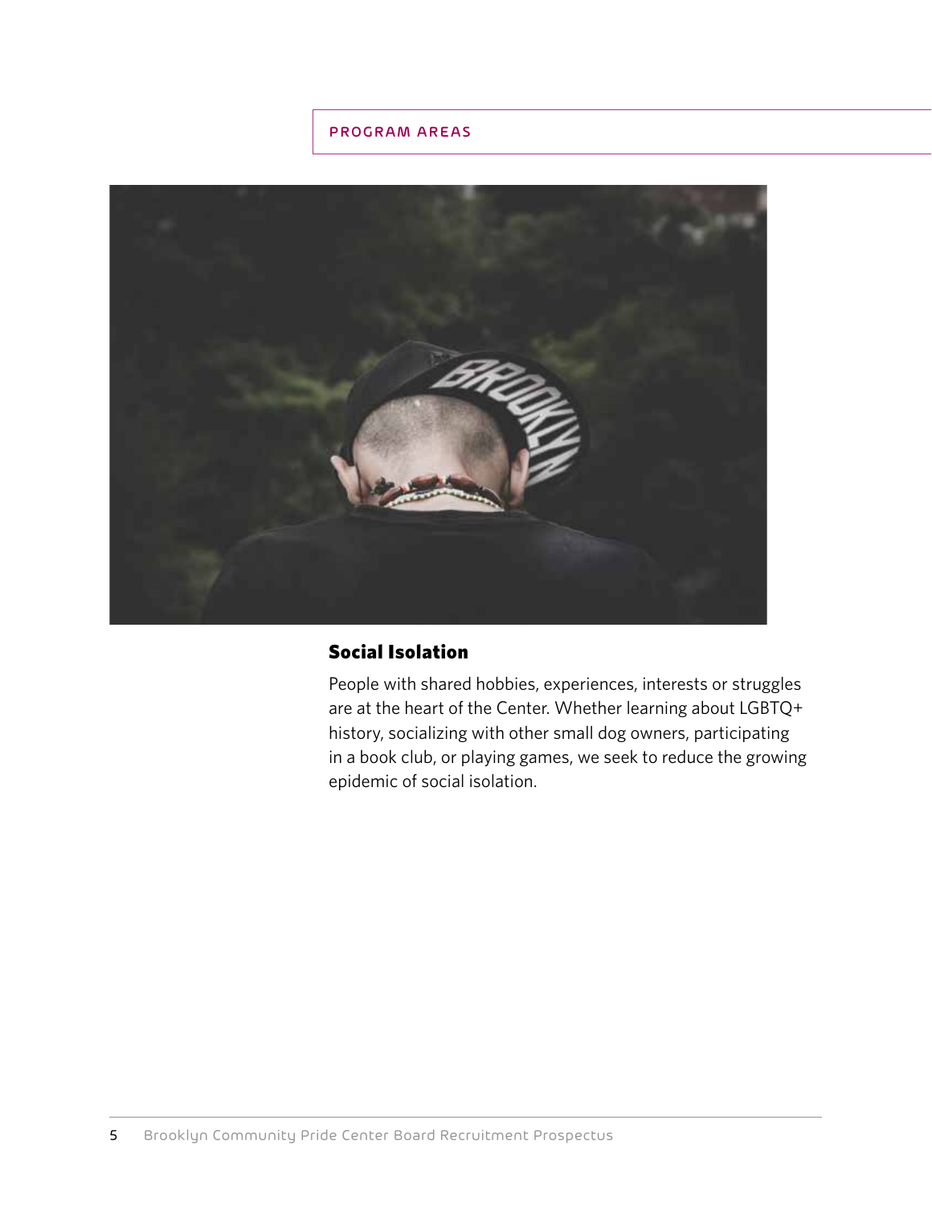PROGRAM AREAS

## Social Isolation

People with shared hobbies, experiences, interests or struggles are at the heart of the Center. Whether learning about LGBTQ+ history, socializing with other small dog owners, participating in a book club, or playing games, we seek to reduce the growing epidemic of social isolation.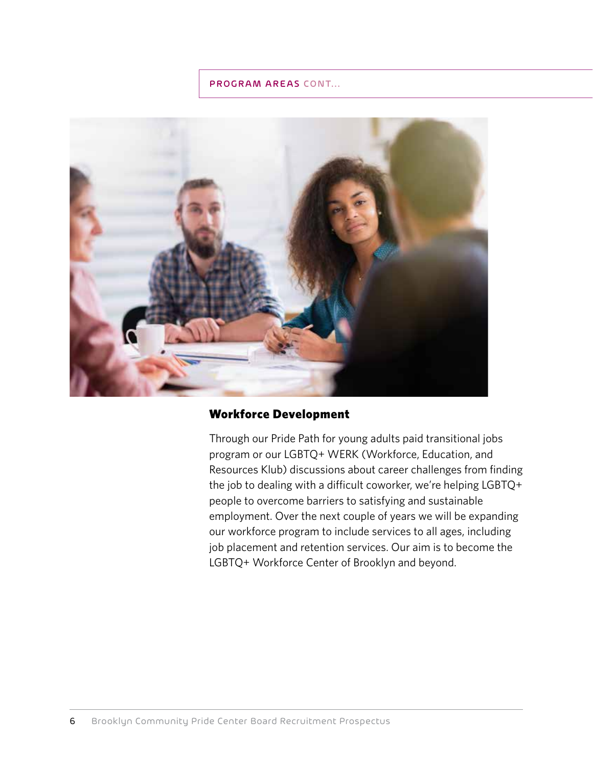PROGRAM AREAS CONT...

## Workforce Development

Through our Pride Path for young adults paid transitional jobs program or our LGBTQ+ WERK (Workforce, Education, and Resources Klub) discussions about career challenges from finding the job to dealing with a difficult coworker, we're helping LGBTQ+ people to overcome barriers to satisfying and sustainable employment. Over the next couple of years we will be expanding our workforce program to include services to all ages, including job placement and retention services. Our aim is to become the LGBTQ+ Workforce Center of Brooklyn and beyond.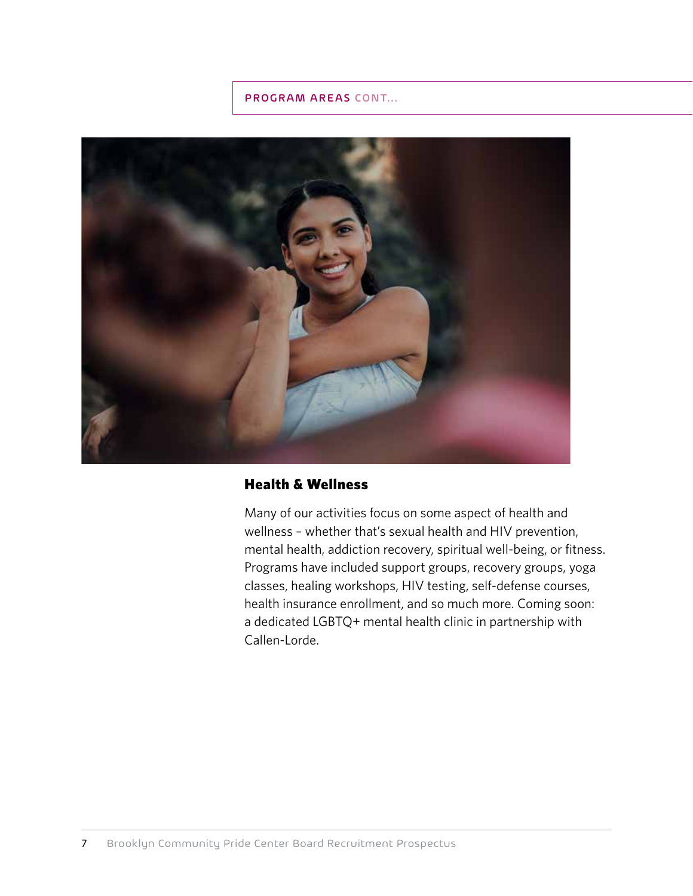PROGRAM AREAS CONT...

## Health & Wellness

Many of our activities focus on some aspect of health and wellness – whether that's sexual health and HIV prevention, mental health, addiction recovery, spiritual well-being, or fitness. Programs have included support groups, recovery groups, yoga classes, healing workshops, HIV testing, self-defense courses, health insurance enrollment, and so much more. Coming soon: a dedicated LGBTQ+ mental health clinic in partnership with Callen-Lorde.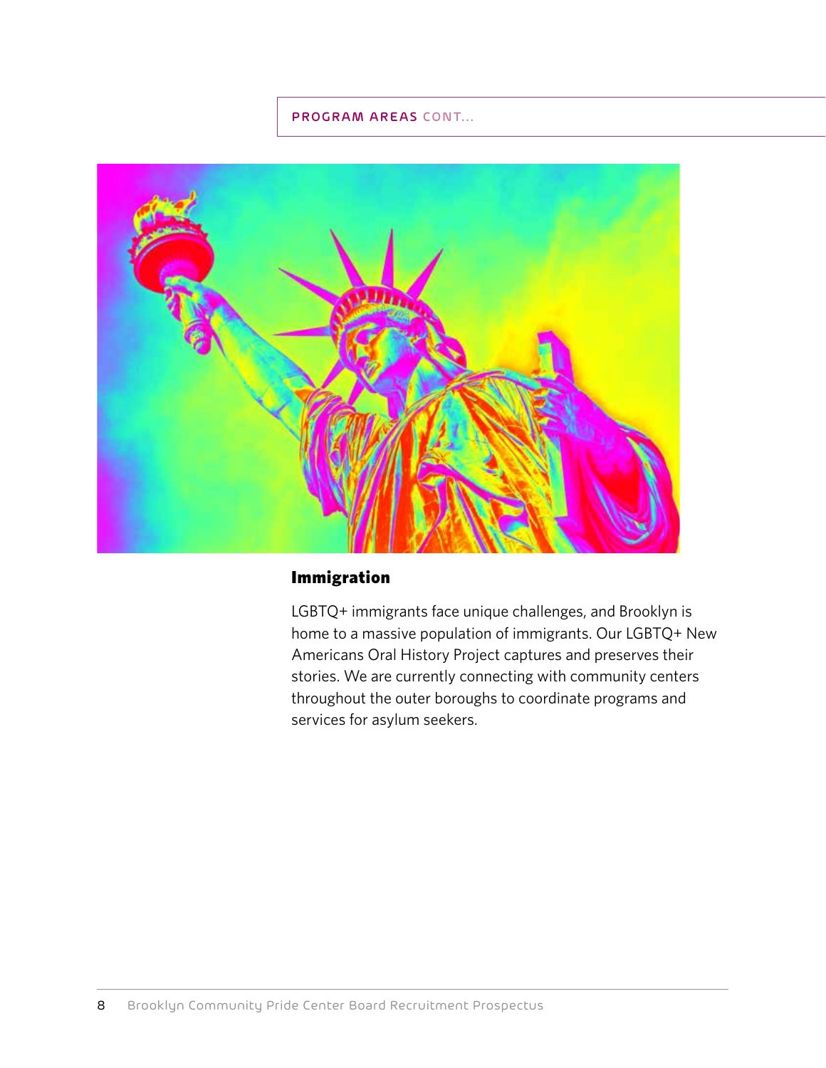PROGRAM AREAS CONT...

## Immigration

LGBTQ+ immigrants face unique challenges, and Brooklyn is home to a massive population of immigrants. Our LGBTQ+ New Americans Oral History Project captures and preserves their stories. We are currently connecting with community centers throughout the outer boroughs to coordinate programs and services for asylum seekers.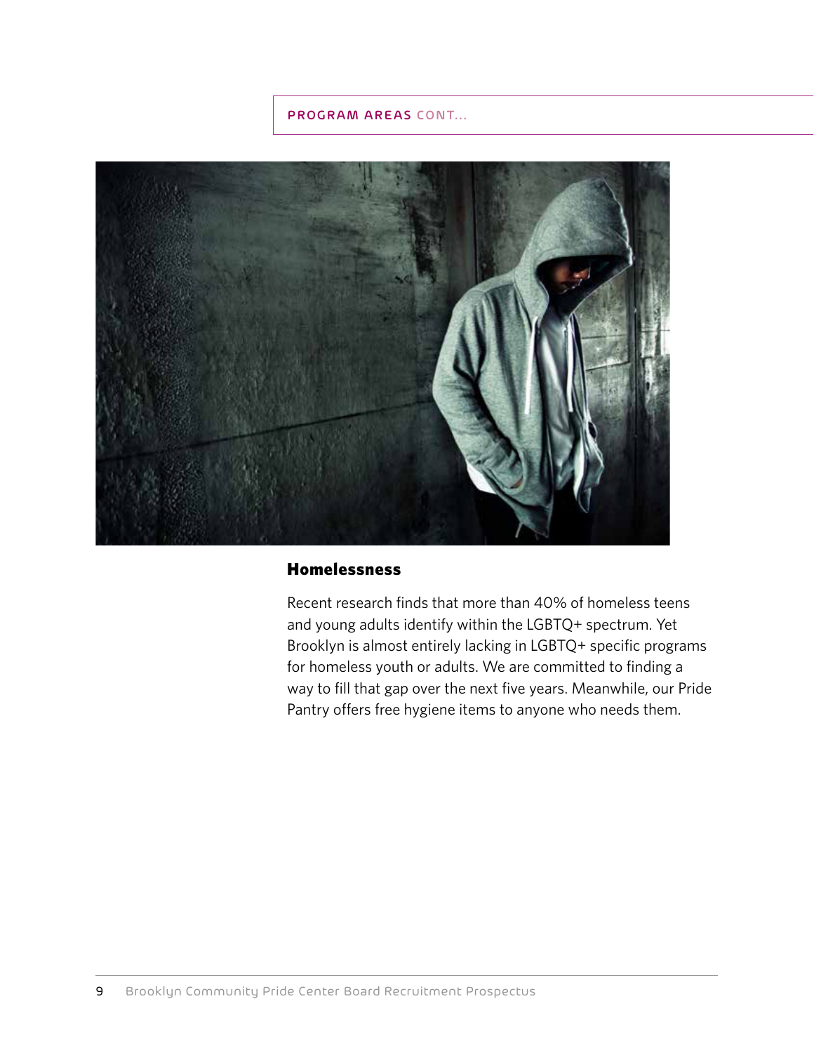## Homelessness

Recent research finds that more than 40% of homeless teens and young adults identify within the LGBTQ+ spectrum. Yet Brooklyn is almost entirely lacking in LGBTQ+ specific programs for homeless youth or adults. We are committed to finding a way to fill that gap over the next five years. Meanwhile, our Pride Pantry offers free hygiene items to anyone who needs them.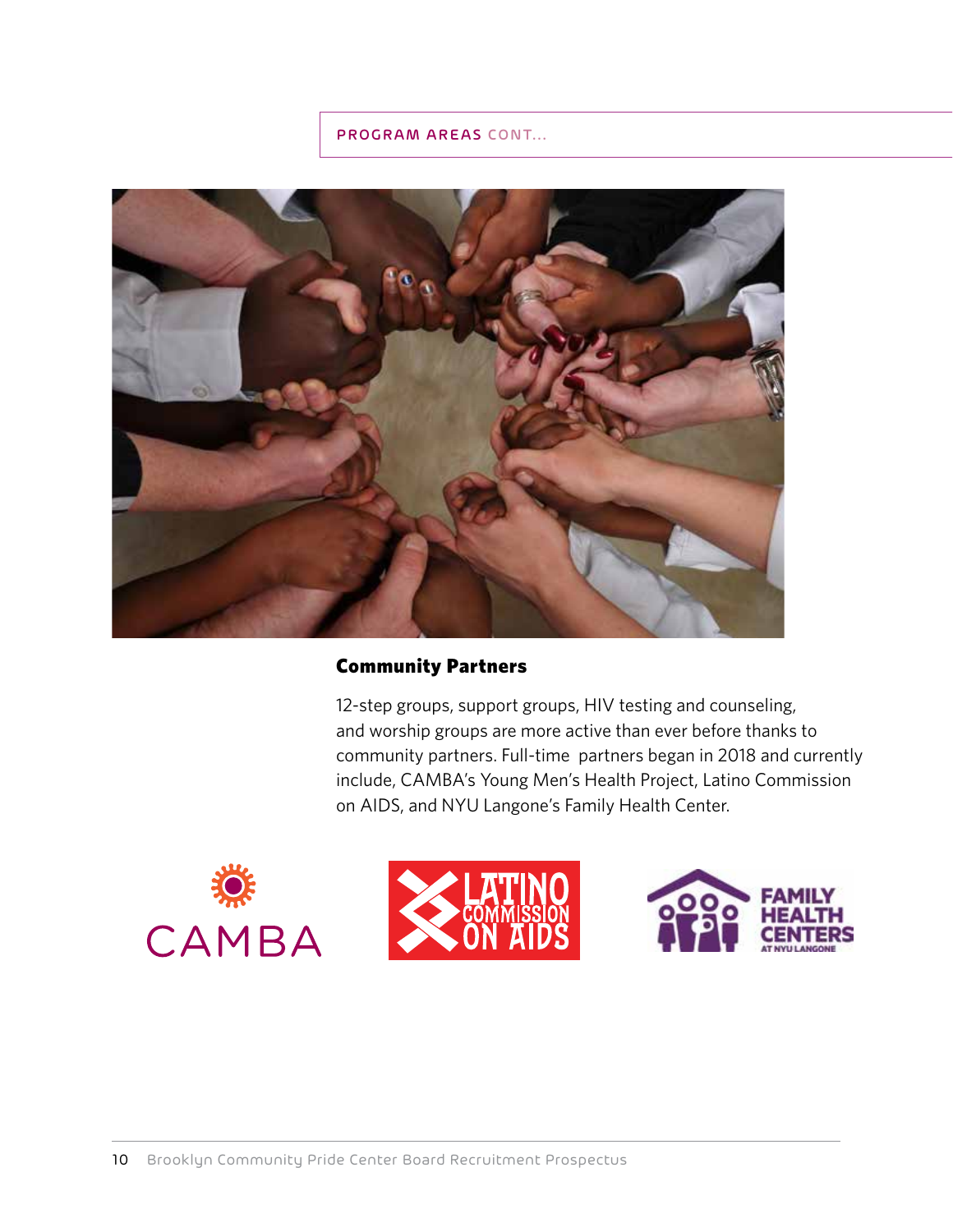PROGRAM AREAS CONT...

## Community Partners

12-step groups, support groups, HIV testing and counseling, and worship groups are more active than ever before thanks to community partners. Full-time  partners began in 2018 and currently include, CAMBA's Young Men's Health Project, Latino Commission on AIDS, and NYU Langone's Family Health Center.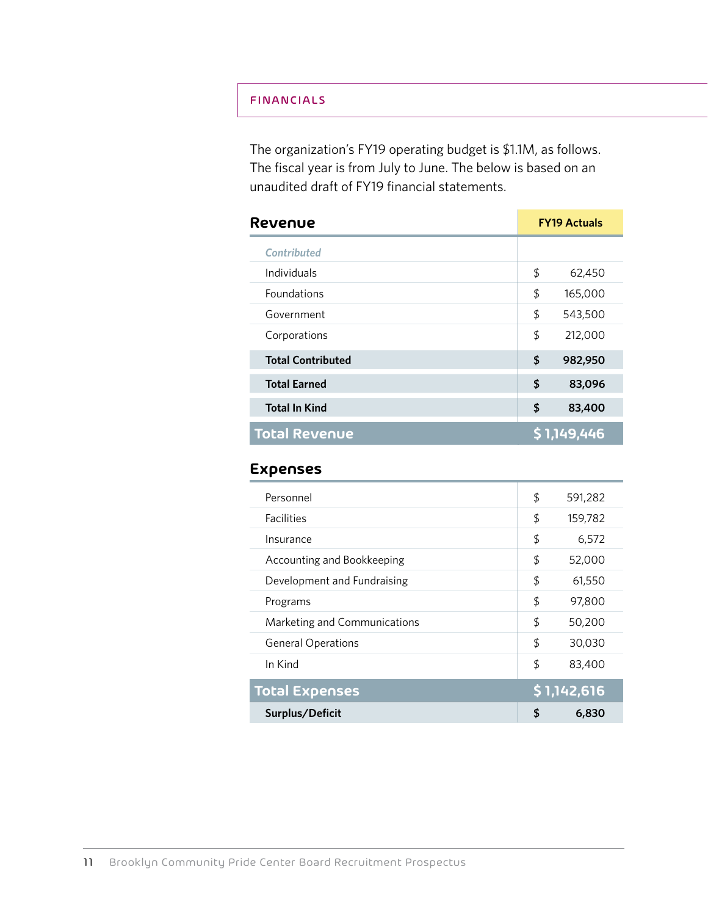## FINANCIALS

The organization's FY19 operating budget is $1.1M, as follows. The fiscal year is from July to June. The below is based on an unaudited draft of FY19 financial statements.

| Revenue | FY19 Actuals |
|---|---|
| *Contributed* | |
| Individuals | $ 62,450 |
| Foundations | $ 165,000 |
| Government | $ 543,500 |
| Corporations | $ 212,000 |
| **Total Contributed** | **$ 982,950** |
| **Total Earned** | **$ 83,096** |
| **Total In Kind** | **$ 83,400** |
| **Total Revenue** | **$ 1,149,446** |

| Expenses | |
|---|---|
| Personnel | $ 591,282 |
| Facilities | $ 159,782 |
| Insurance | $ 6,572 |
| Accounting and Bookkeeping | $ 52,000 |
| Development and Fundraising | $ 61,550 |
| Programs | $ 97,800 |
| Marketing and Communications | $ 50,200 |
| General Operations | $ 30,030 |
| In Kind | $ 83,400 |
| **Total Expenses** | **$ 1,142,616** |
| **Surplus/Deficit** | **$ 6,830** |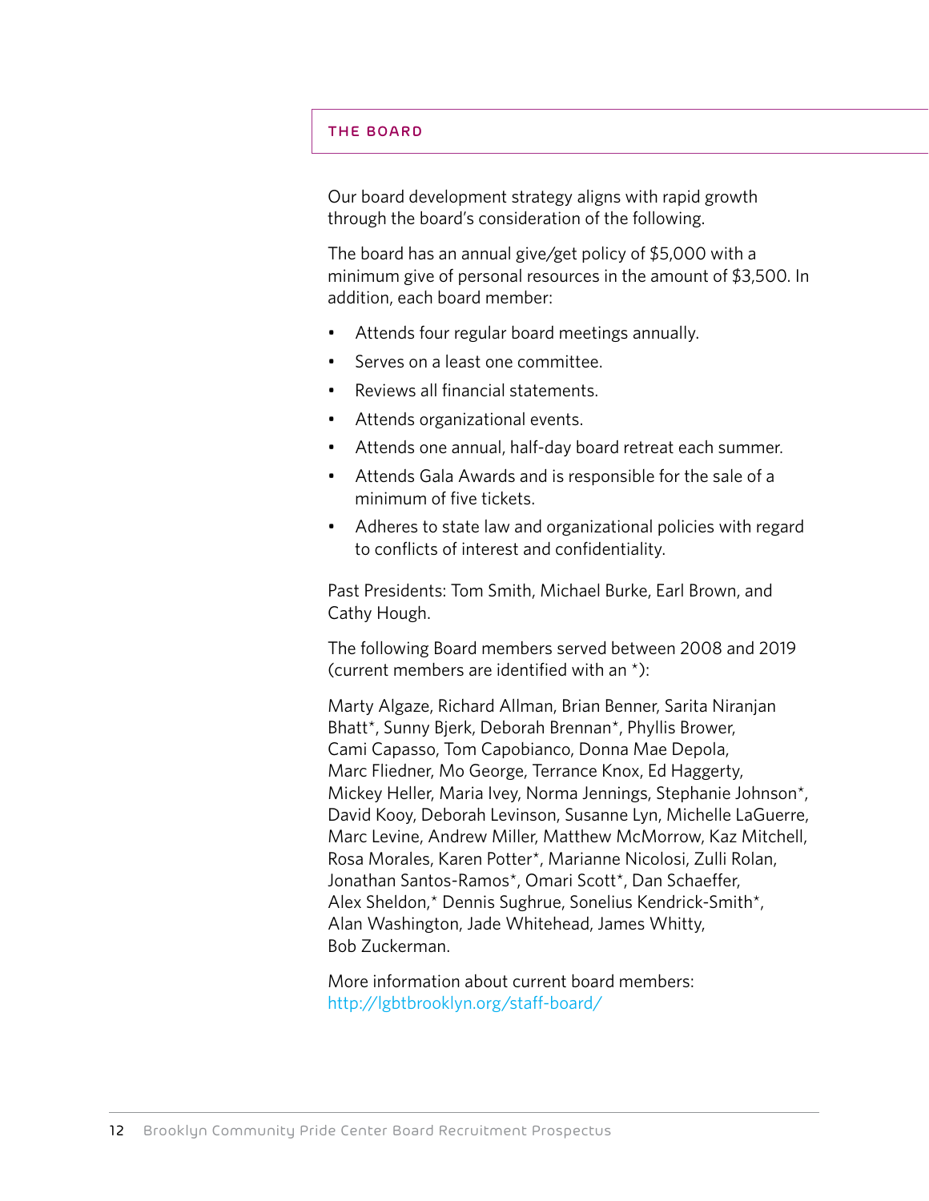## THE BOARD

Our board development strategy aligns with rapid growth through the board's consideration of the following.

The board has an annual give/get policy of $5,000 with a minimum give of personal resources in the amount of $3,500. In addition, each board member:

- Attends four regular board meetings annually.
- Serves on a least one committee.
- Reviews all financial statements.
- Attends organizational events.
- Attends one annual, half-day board retreat each summer.
- Attends Gala Awards and is responsible for the sale of a minimum of five tickets.
- Adheres to state law and organizational policies with regard to conflicts of interest and confidentiality.

Past Presidents: Tom Smith, Michael Burke, Earl Brown, and Cathy Hough.

The following Board members served between 2008 and 2019 (current members are identified with an *):

Marty Algaze, Richard Allman, Brian Benner, Sarita Niranjan Bhatt*, Sunny Bjerk, Deborah Brennan*, Phyllis Brower, Cami Capasso, Tom Capobianco, Donna Mae Depola, Marc Fliedner, Mo George, Terrance Knox, Ed Haggerty, Mickey Heller, Maria Ivey, Norma Jennings, Stephanie Johnson*, David Kooy, Deborah Levinson, Susanne Lyn, Michelle LaGuerre, Marc Levine, Andrew Miller, Matthew McMorrow, Kaz Mitchell, Rosa Morales, Karen Potter*, Marianne Nicolosi, Zulli Rolan, Jonathan Santos-Ramos*, Omari Scott*, Dan Schaeffer, Alex Sheldon,* Dennis Sughrue, Sonelius Kendrick-Smith*, Alan Washington, Jade Whitehead, James Whitty, Bob Zuckerman.

More information about current board members: http://lgbtbrooklyn.org/staff-board/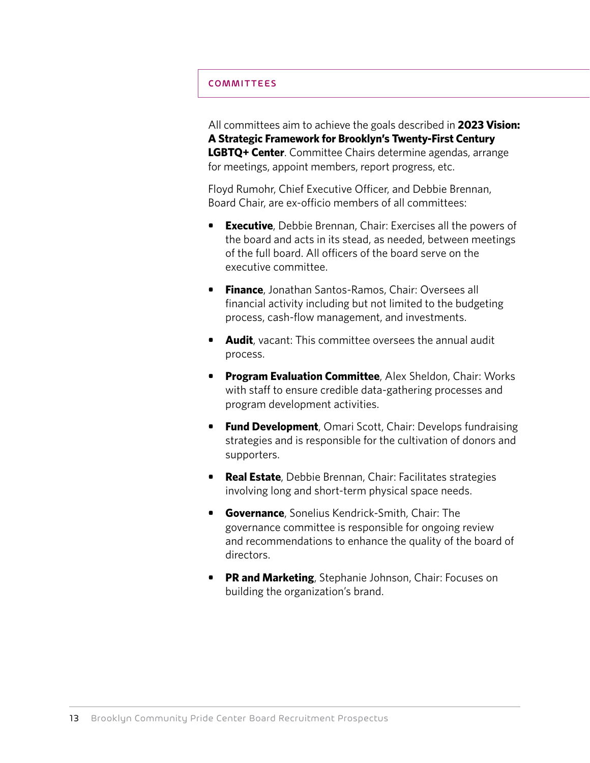## COMMITTEES

All committees aim to achieve the goals described in **2023 Vision: A Strategic Framework for Brooklyn's Twenty-First Century LGBTQ+ Center**. Committee Chairs determine agendas, arrange for meetings, appoint members, report progress, etc.

Floyd Rumohr, Chief Executive Officer, and Debbie Brennan, Board Chair, are ex-officio members of all committees:

- **Executive**, Debbie Brennan, Chair: Exercises all the powers of the board and acts in its stead, as needed, between meetings of the full board. All officers of the board serve on the executive committee.
- **Finance**, Jonathan Santos-Ramos, Chair: Oversees all financial activity including but not limited to the budgeting process, cash-flow management, and investments.
- **Audit**, vacant: This committee oversees the annual audit process.
- **Program Evaluation Committee**, Alex Sheldon, Chair: Works with staff to ensure credible data-gathering processes and program development activities.
- **Fund Development**, Omari Scott, Chair: Develops fundraising strategies and is responsible for the cultivation of donors and supporters.
- **Real Estate**, Debbie Brennan, Chair: Facilitates strategies involving long and short-term physical space needs.
- **Governance**, Sonelius Kendrick-Smith, Chair: The governance committee is responsible for ongoing review and recommendations to enhance the quality of the board of directors.
- **PR and Marketing**, Stephanie Johnson, Chair: Focuses on building the organization's brand.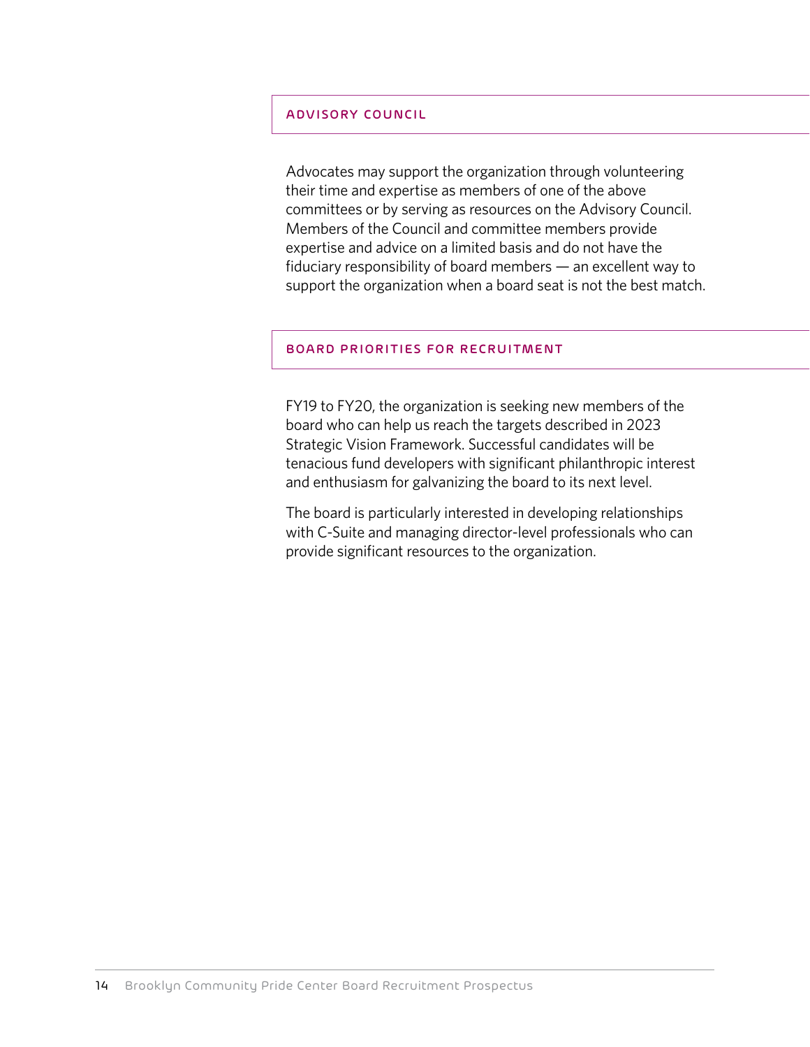## ADVISORY COUNCIL

Advocates may support the organization through volunteering their time and expertise as members of one of the above committees or by serving as resources on the Advisory Council. Members of the Council and committee members provide expertise and advice on a limited basis and do not have the fiduciary responsibility of board members — an excellent way to support the organization when a board seat is not the best match.

## BOARD PRIORITIES FOR RECRUITMENT

FY19 to FY20, the organization is seeking new members of the board who can help us reach the targets described in 2023 Strategic Vision Framework. Successful candidates will be tenacious fund developers with significant philanthropic interest and enthusiasm for galvanizing the board to its next level.

The board is particularly interested in developing relationships with C-Suite and managing director-level professionals who can provide significant resources to the organization.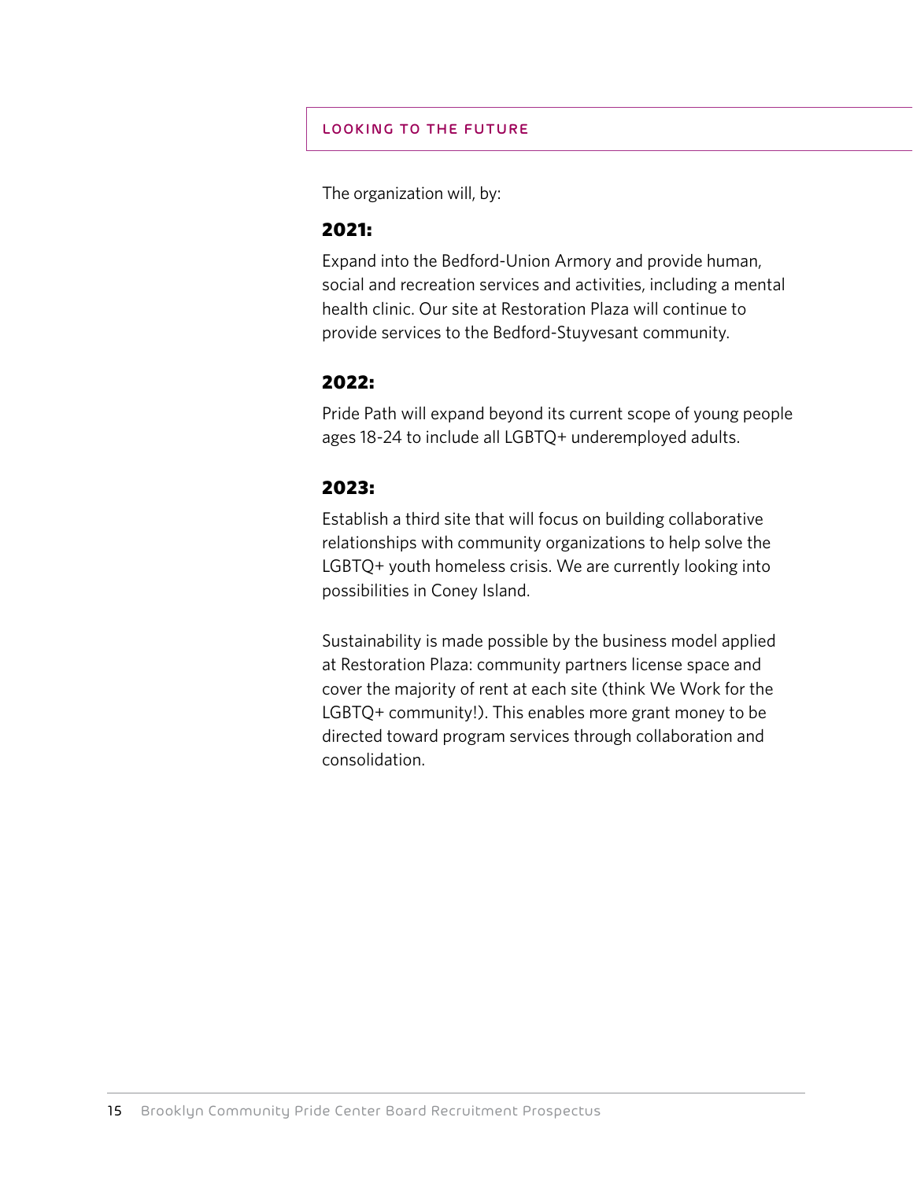## LOOKING TO THE FUTURE

The organization will, by:

### 2021:

Expand into the Bedford-Union Armory and provide human, social and recreation services and activities, including a mental health clinic. Our site at Restoration Plaza will continue to provide services to the Bedford-Stuyvesant community.

### 2022:

Pride Path will expand beyond its current scope of young people ages 18-24 to include all LGBTQ+ underemployed adults.

### 2023:

Establish a third site that will focus on building collaborative relationships with community organizations to help solve the LGBTQ+ youth homeless crisis. We are currently looking into possibilities in Coney Island.

Sustainability is made possible by the business model applied at Restoration Plaza: community partners license space and cover the majority of rent at each site (think We Work for the LGBTQ+ community!). This enables more grant money to be directed toward program services through collaboration and consolidation.